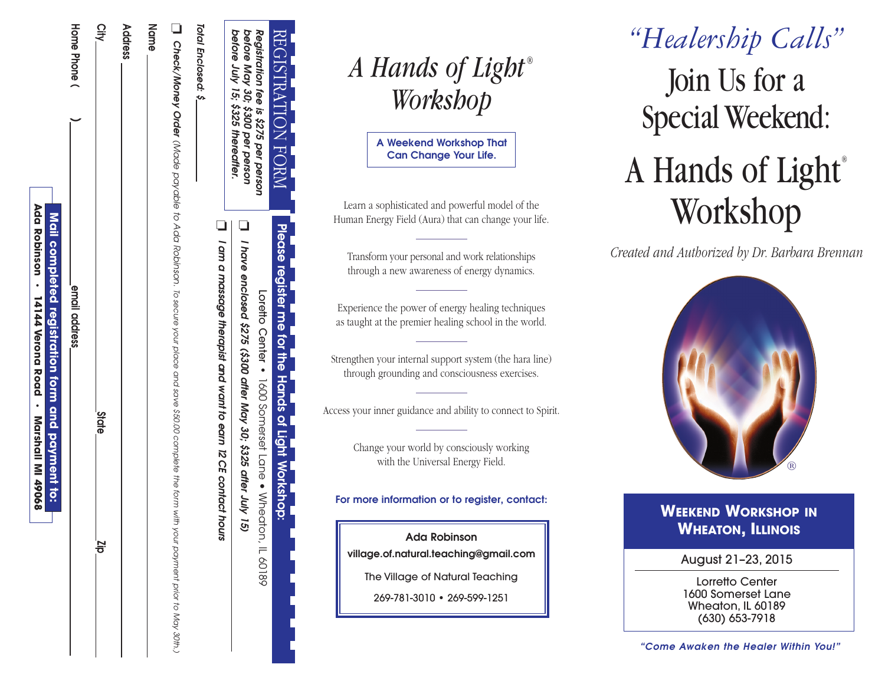## REGISTRATION FORM

*Registration fee is $275 per person before May 30; $300 per person before July 15; $325 thereafter.*

**Please register me for the Hands of Light Workshop:**

Loretto Center • 1600 Somerset Lane • Wheaton, IL 60189

❑ ***I have enclosed $275 ($300 after May 30; $325 after July 15)***

❑ ***I am a massage therapist and want to earn 12 CE contact hours***

***Total Enclosed: $*** ______

❑ ***Check/Money Order*** *(Made payable to Ada Robinson. To secure your place and save $50.00 complete the form with your payment prior to May 30th.)*

**Name** ______

**Address** ______

**City** ______ **State** ______ **Zip** ______

**Home Phone (** ____ **)** ______ **email address** ______

**Mail completed registration form and payment to:**

**Ada Robinson • 14144 Verona Road • Marshall MI 49068**

# *A Hands of Light® Workshop*

**A Weekend Workshop That Can Change Your Life.**

Learn a sophisticated and powerful model of the Human Energy Field (Aura) that can change your life.

Transform your personal and work relationships through a new awareness of energy dynamics.

Experience the power of energy healing techniques as taught at the premier healing school in the world.

Strengthen your internal support system (the hara line) through grounding and consciousness exercises.

Access your inner guidance and ability to connect to Spirit.

Change your world by consciously working with the Universal Energy Field.

**For more information or to register, contact:**

**Ada Robinson**
**village.of.natural.teaching@gmail.com**
The Village of Natural Teaching
269-781-3010 • 269-599-1251

# *"Healership Calls"*

# Join Us for a Special Weekend: A Hands of Light® Workshop

*Created and Authorized by Dr. Barbara Brennan*

## WEEKEND WORKSHOP IN WHEATON, ILLINOIS

August 21–23, 2015

Lorretto Center
1600 Somerset Lane
Wheaton, IL 60189
(630) 653-7918

***"Come Awaken the Healer Within You!"***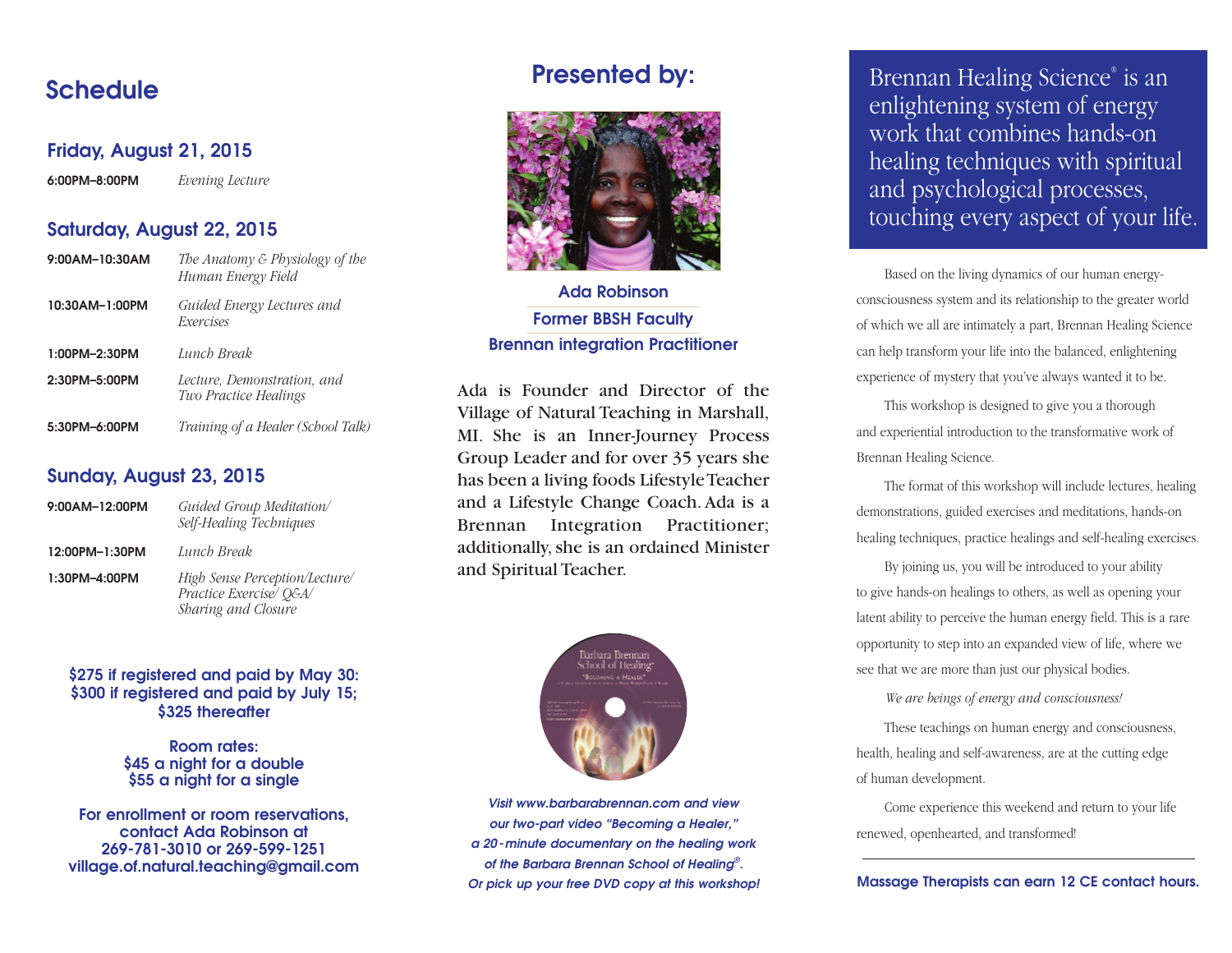## Schedule

### Friday, August 21, 2015

| | |
|---|---|
| **6:00PM–8:00PM** | *Evening Lecture* |

### Saturday, August 22, 2015

| | |
|---|---|
| **9:00AM–10:30AM** | *The Anatomy & Physiology of the Human Energy Field* |
| **10:30AM–1:00PM** | *Guided Energy Lectures and Exercises* |
| **1:00PM–2:30PM** | *Lunch Break* |
| **2:30PM–5:00PM** | *Lecture, Demonstration, and Two Practice Healings* |
| **5:30PM–6:00PM** | *Training of a Healer (School Talk)* |

### Sunday, August 23, 2015

| | |
|---|---|
| **9:00AM–12:00PM** | *Guided Group Meditation/ Self-Healing Techniques* |
| **12:00PM–1:30PM** | *Lunch Break* |
| **1:30PM–4:00PM** | *High Sense Perception/Lecture/ Practice Exercise/ Q&A/ Sharing and Closure* |

**$275 if registered and paid by May 30:**
**$300 if registered and paid by July 15;**
**$325 thereafter**

**Room rates:**
**$45 a night for a double**
**$55 a night for a single**

**For enrollment or room reservations, contact Ada Robinson at 269-781-3010 or 269-599-1251**
**village.of.natural.teaching@gmail.com**

## Presented by:

**Ada Robinson**
**Former BBSH Faculty**
**Brennan integration Practitioner**

Ada is Founder and Director of the Village of Natural Teaching in Marshall, MI. She is an Inner-Journey Process Group Leader and for over 35 years she has been a living foods Lifestyle Teacher and a Lifestyle Change Coach. Ada is a Brennan Integration Practitioner; additionally, she is an ordained Minister and Spiritual Teacher.

***Visit www.barbarabrennan.com and view our two-part video "Becoming a Healer," a 20-minute documentary on the healing work of the Barbara Brennan School of Healing®. Or pick up your free DVD copy at this workshop!***

## Brennan Healing Science® is an enlightening system of energy work that combines hands-on healing techniques with spiritual and psychological processes, touching every aspect of your life.

Based on the living dynamics of our human energy-consciousness system and its relationship to the greater world of which we all are intimately a part, Brennan Healing Science can help transform your life into the balanced, enlightening experience of mystery that you've always wanted it to be.

This workshop is designed to give you a thorough and experiential introduction to the transformative work of Brennan Healing Science.

The format of this workshop will include lectures, healing demonstrations, guided exercises and meditations, hands-on healing techniques, practice healings and self-healing exercises.

By joining us, you will be introduced to your ability to give hands-on healings to others, as well as opening your latent ability to perceive the human energy field. This is a rare opportunity to step into an expanded view of life, where we see that we are more than just our physical bodies.

*We are beings of energy and consciousness!*

These teachings on human energy and consciousness, health, healing and self-awareness, are at the cutting edge of human development.

Come experience this weekend and return to your life renewed, openhearted, and transformed!

---

**Massage Therapists can earn 12 CE contact hours.**